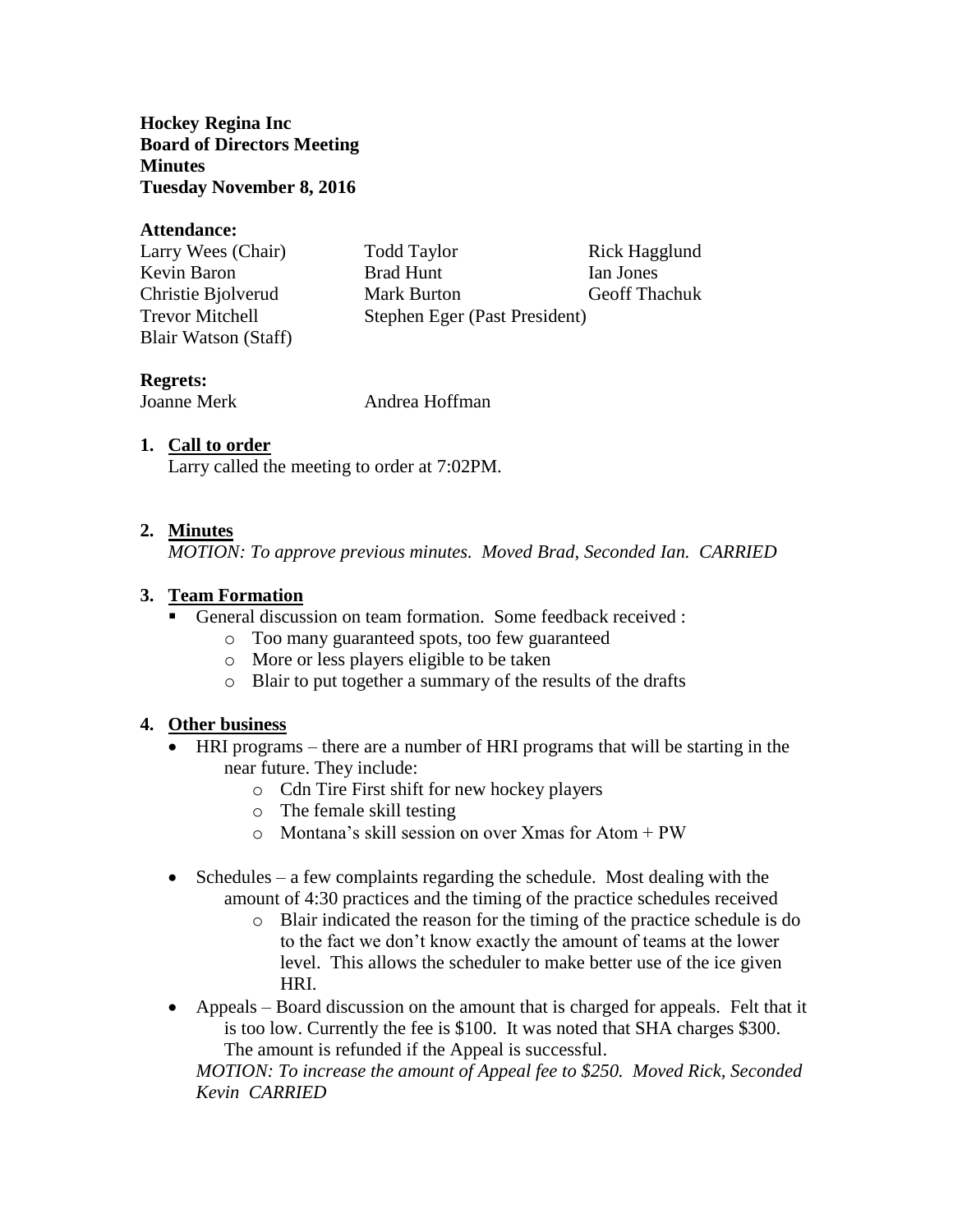**Hockey Regina Inc**
**Board of Directors Meeting**
**Minutes**
**Tuesday November 8, 2016**

**Attendance:**

| | | |
|---|---|---|
| Larry Wees (Chair) | Todd Taylor | Rick Hagglund |
| Kevin Baron | Brad Hunt | Ian Jones |
| Christie Bjolverud | Mark Burton | Geoff Thachuk |
| Trevor Mitchell | Stephen Eger (Past President) | |
| Blair Watson (Staff) | | |

**Regrets:**

Joanne Merk     Andrea Hoffman

1. **Call to order**
   Larry called the meeting to order at 7:02PM.

2. **Minutes**
   *MOTION: To approve previous minutes. Moved Brad, Seconded Ian. CARRIED*

3. **Team Formation**
   - General discussion on team formation. Some feedback received :
     - Too many guaranteed spots, too few guaranteed
     - More or less players eligible to be taken
     - Blair to put together a summary of the results of the drafts

4. **Other business**
   - HRI programs – there are a number of HRI programs that will be starting in the near future. They include:
     - Cdn Tire First shift for new hockey players
     - The female skill testing
     - Montana's skill session on over Xmas for Atom + PW
   - Schedules – a few complaints regarding the schedule. Most dealing with the amount of 4:30 practices and the timing of the practice schedules received
     - Blair indicated the reason for the timing of the practice schedule is do to the fact we don't know exactly the amount of teams at the lower level. This allows the scheduler to make better use of the ice given HRI.
   - Appeals – Board discussion on the amount that is charged for appeals. Felt that it is too low. Currently the fee is $100. It was noted that SHA charges $300. The amount is refunded if the Appeal is successful.

   *MOTION: To increase the amount of Appeal fee to $250. Moved Rick, Seconded Kevin CARRIED*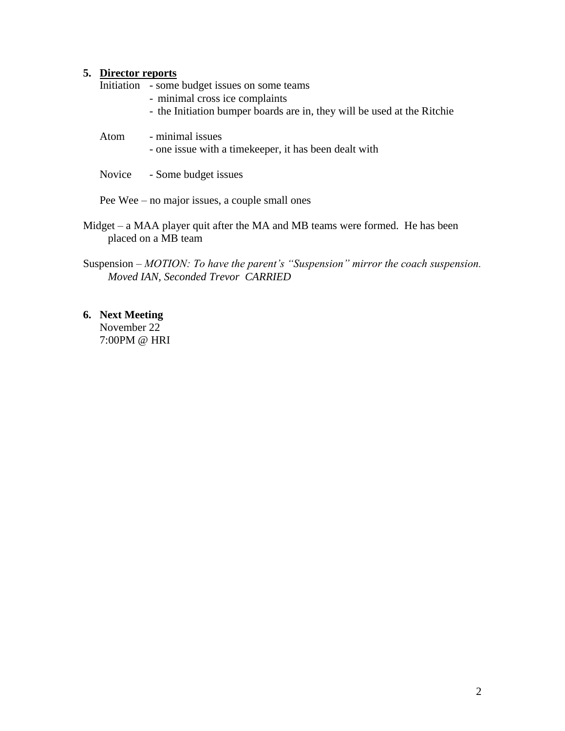5. **Director reports**

Initiation - some budget issues on some teams
- minimal cross ice complaints
- the Initiation bumper boards are in, they will be used at the Ritchie

Atom - minimal issues
- one issue with a timekeeper, it has been dealt with

Novice - Some budget issues

Pee Wee – no major issues, a couple small ones

Midget – a MAA player quit after the MA and MB teams were formed. He has been placed on a MB team

Suspension – *MOTION: To have the parent's "Suspension" mirror the coach suspension. Moved IAN, Seconded Trevor CARRIED*

6. **Next Meeting**

November 22
7:00PM @ HRI